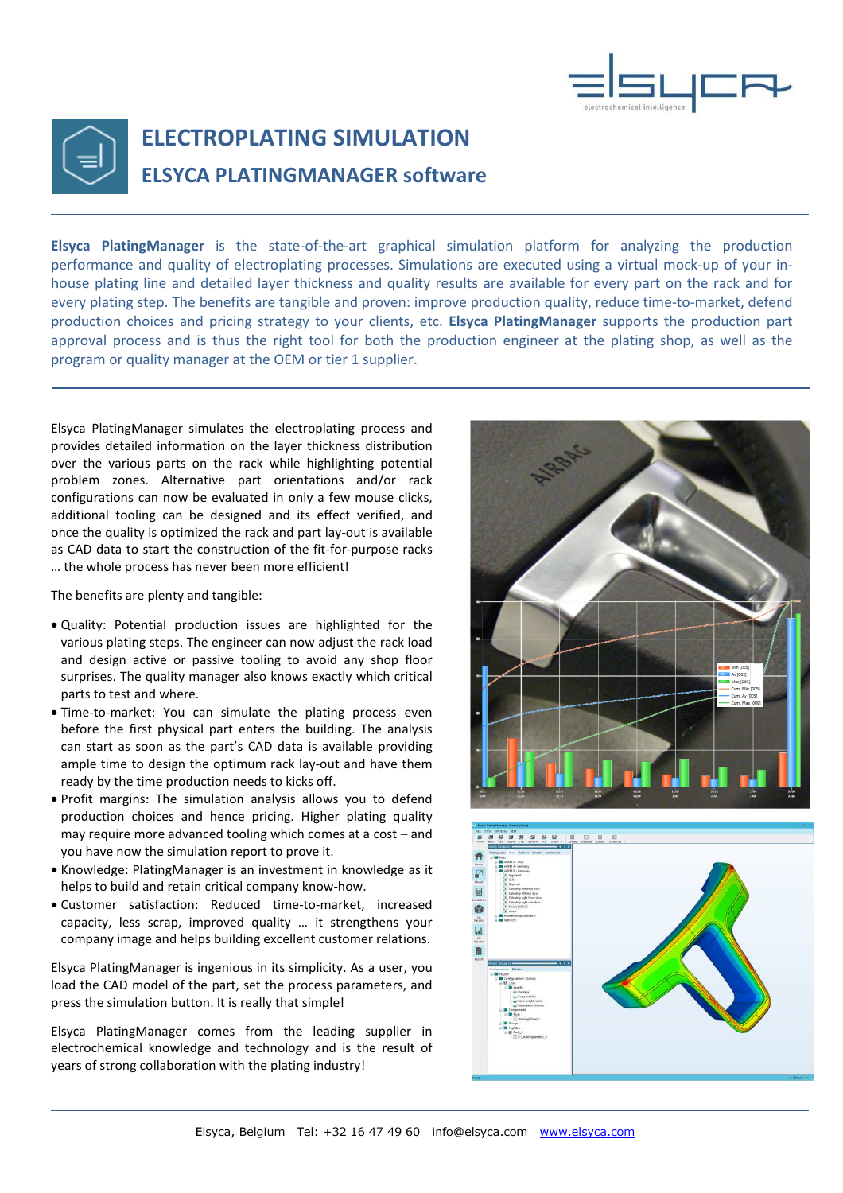# ELECTROPLATING SIMULATION

## ELSYCA PLATINGMANAGER software

**Elsyca PlatingManager** is the state-of-the-art graphical simulation platform for analyzing the production performance and quality of electroplating processes. Simulations are executed using a virtual mock-up of your in-house plating line and detailed layer thickness and quality results are available for every part on the rack and for every plating step. The benefits are tangible and proven: improve production quality, reduce time-to-market, defend production choices and pricing strategy to your clients, etc. **Elsyca PlatingManager** supports the production part approval process and is thus the right tool for both the production engineer at the plating shop, as well as the program or quality manager at the OEM or tier 1 supplier.

Elsyca PlatingManager simulates the electroplating process and provides detailed information on the layer thickness distribution over the various parts on the rack while highlighting potential problem zones. Alternative part orientations and/or rack configurations can now be evaluated in only a few mouse clicks, additional tooling can be designed and its effect verified, and once the quality is optimized the rack and part lay-out is available as CAD data to start the construction of the fit-for-purpose racks … the whole process has never been more efficient!

The benefits are plenty and tangible:

- Quality: Potential production issues are highlighted for the various plating steps. The engineer can now adjust the rack load and design active or passive tooling to avoid any shop floor surprises. The quality manager also knows exactly which critical parts to test and where.
- Time-to-market: You can simulate the plating process even before the first physical part enters the building. The analysis can start as soon as the part's CAD data is available providing ample time to design the optimum rack lay-out and have them ready by the time production needs to kicks off.
- Profit margins: The simulation analysis allows you to defend production choices and hence pricing. Higher plating quality may require more advanced tooling which comes at a cost – and you have now the simulation report to prove it.
- Knowledge: PlatingManager is an investment in knowledge as it helps to build and retain critical company know-how.
- Customer satisfaction: Reduced time-to-market, increased capacity, less scrap, improved quality … it strengthens your company image and helps building excellent customer relations.

Elsyca PlatingManager is ingenious in its simplicity. As a user, you load the CAD model of the part, set the process parameters, and press the simulation button. It is really that simple!

Elsyca PlatingManager comes from the leading supplier in electrochemical knowledge and technology and is the result of years of strong collaboration with the plating industry!

Elsyca, Belgium Tel: +32 16 47 49 60 info@elsyca.com www.elsyca.com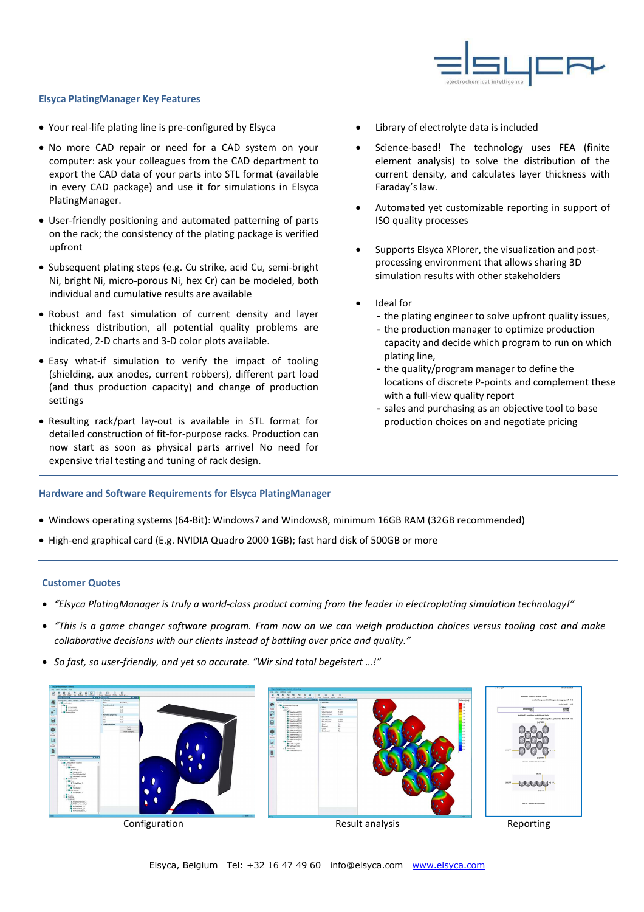## Elsyca PlatingManager Key Features

- Your real-life plating line is pre-configured by Elsyca
- No more CAD repair or need for a CAD system on your computer: ask your colleagues from the CAD department to export the CAD data of your parts into STL format (available in every CAD package) and use it for simulations in Elsyca PlatingManager.
- User-friendly positioning and automated patterning of parts on the rack; the consistency of the plating package is verified upfront
- Subsequent plating steps (e.g. Cu strike, acid Cu, semi-bright Ni, bright Ni, micro-porous Ni, hex Cr) can be modeled, both individual and cumulative results are available
- Robust and fast simulation of current density and layer thickness distribution, all potential quality problems are indicated, 2-D charts and 3-D color plots available.
- Easy what-if simulation to verify the impact of tooling (shielding, aux anodes, current robbers), different part load (and thus production capacity) and change of production settings
- Resulting rack/part lay-out is available in STL format for detailed construction of fit-for-purpose racks. Production can now start as soon as physical parts arrive! No need for expensive trial testing and tuning of rack design.
- Library of electrolyte data is included
- Science-based! The technology uses FEA (finite element analysis) to solve the distribution of the current density, and calculates layer thickness with Faraday's law.
- Automated yet customizable reporting in support of ISO quality processes
- Supports Elsyca XPlorer, the visualization and post-processing environment that allows sharing 3D simulation results with other stakeholders
- Ideal for
  - the plating engineer to solve upfront quality issues,
  - the production manager to optimize production capacity and decide which program to run on which plating line,
  - the quality/program manager to define the locations of discrete P-points and complement these with a full-view quality report
  - sales and purchasing as an objective tool to base production choices on and negotiate pricing

## Hardware and Software Requirements for Elsyca PlatingManager

- Windows operating systems (64-Bit): Windows7 and Windows8, minimum 16GB RAM (32GB recommended)
- High-end graphical card (E.g. NVIDIA Quadro 2000 1GB); fast hard disk of 500GB or more

## Customer Quotes

- *"Elsyca PlatingManager is truly a world-class product coming from the leader in electroplating simulation technology!"*
- *"This is a game changer software program. From now on we can weigh production choices versus tooling cost and make collaborative decisions with our clients instead of battling over price and quality."*
- *So fast, so user-friendly, and yet so accurate. "Wir sind total begeistert …!"*

Configuration

Result analysis

Reporting

Elsyca, Belgium Tel: +32 16 47 49 60 info@elsyca.com www.elsyca.com